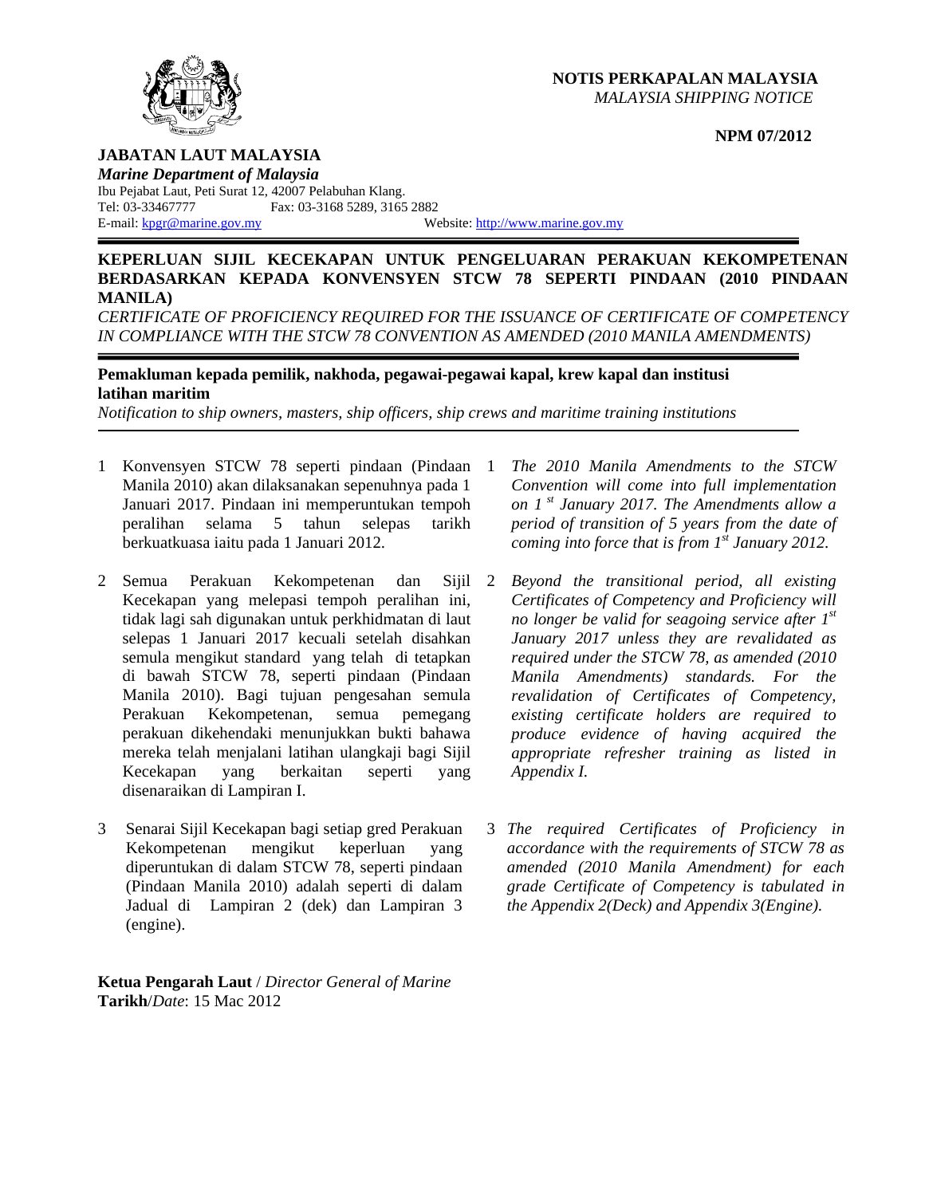**NOTIS PERKAPALAN MALAYSIA**
*MALAYSIA SHIPPING NOTICE*

**NPM 07/2012**

**JABATAN LAUT MALAYSIA**
***Marine Department of Malaysia***
Ibu Pejabat Laut, Peti Surat 12, 42007 Pelabuhan Klang.
Tel: 03-33467777 Fax: 03-3168 5289, 3165 2882
E-mail: kpgr@marine.gov.my Website: http://www.marine.gov.my

---

# KEPERLUAN SIJIL KECEKAPAN UNTUK PENGELUARAN PERAKUAN KEKOMPETENAN BERDASARKAN KEPADA KONVENSYEN STCW 78 SEPERTI PINDAAN (2010 PINDAAN MANILA)

*CERTIFICATE OF PROFICIENCY REQUIRED FOR THE ISSUANCE OF CERTIFICATE OF COMPETENCY IN COMPLIANCE WITH THE STCW 78 CONVENTION AS AMENDED (2010 MANILA AMENDMENTS)*

---

**Pemakluman kepada pemilik, nakhoda, pegawai-pegawai kapal, krew kapal dan institusi latihan maritim**

*Notification to ship owners, masters, ship officers, ship crews and maritime training institutions*

---

1 Konvensyen STCW 78 seperti pindaan (Pindaan Manila 2010) akan dilaksanakan sepenuhnya pada 1 Januari 2017. Pindaan ini memperuntukan tempoh peralihan selama 5 tahun selepas tarikh berkuatkuasa iaitu pada 1 Januari 2012.

2 Semua Perakuan Kekompetenan dan Sijil Kecekapan yang melepasi tempoh peralihan ini, tidak lagi sah digunakan untuk perkhidmatan di laut selepas 1 Januari 2017 kecuali setelah disahkan semula mengikut standard yang telah di tetapkan di bawah STCW 78, seperti pindaan (Pindaan Manila 2010). Bagi tujuan pengesahan semula Perakuan Kekompetenan, semua pemegang perakuan dikehendaki menunjukkan bukti bahawa mereka telah menjalani latihan ulangkaji bagi Sijil Kecekapan yang berkaitan seperti yang disenaraikan di Lampiran I.

3 Senarai Sijil Kecekapan bagi setiap gred Perakuan Kekompetenan mengikut keperluan yang diperuntukan di dalam STCW 78, seperti pindaan (Pindaan Manila 2010) adalah seperti di dalam Jadual di Lampiran 2 (dek) dan Lampiran 3 (engine).

*1 The 2010 Manila Amendments to the STCW Convention will come into full implementation on 1st January 2017. The Amendments allow a period of transition of 5 years from the date of coming into force that is from 1st January 2012.*

*2 Beyond the transitional period, all existing Certificates of Competency and Proficiency will no longer be valid for seagoing service after 1st January 2017 unless they are revalidated as required under the STCW 78, as amended (2010 Manila Amendments) standards. For the revalidation of Certificates of Competency, existing certificate holders are required to produce evidence of having acquired the appropriate refresher training as listed in Appendix I.*

*3 The required Certificates of Proficiency in accordance with the requirements of STCW 78 as amended (2010 Manila Amendment) for each grade Certificate of Competency is tabulated in the Appendix 2(Deck) and Appendix 3(Engine).*

**Ketua Pengarah Laut** / *Director General of Marine*
**Tarikh**/*Date*: 15 Mac 2012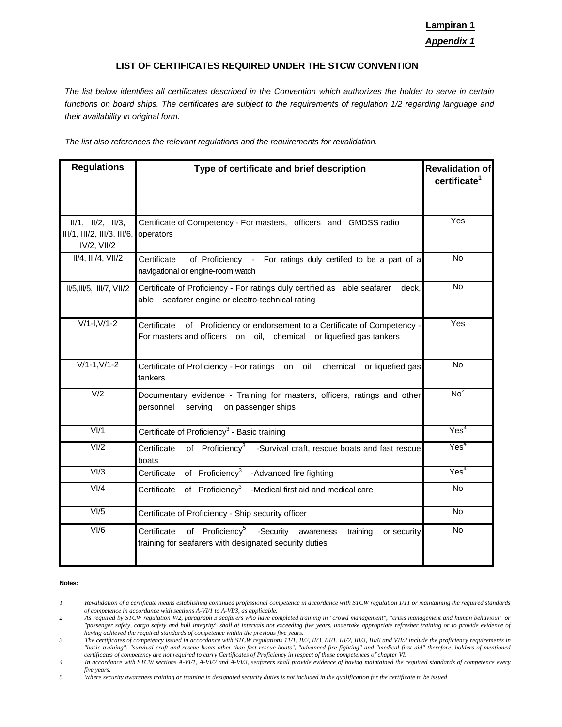**Lampiran 1**

***Appendix 1***

## LIST OF CERTIFICATES REQUIRED UNDER THE STCW CONVENTION

*The list below identifies all certificates described in the Convention which authorizes the holder to serve in certain functions on board ships. The certificates are subject to the requirements of regulation 1/2 regarding language and their availability in original form.*

*The list also references the relevant regulations and the requirements for revalidation.*

| Regulations | Type of certificate and brief description | Revalidation of certificate[1] |
|---|---|---|
| II/1, II/2, II/3, III/1, III/2, III/3, III/6, IV/2, VII/2 | Certificate of Competency - For masters, officers and GMDSS radio operators | Yes |
| II/4, III/4, VII/2 | Certificate of Proficiency - For ratings duly certified to be a part of a navigational or engine-room watch | No |
| II/5,III/5, III/7, VII/2 | Certificate of Proficiency - For ratings duly certified as able seafarer deck, able seafarer engine or electro-technical rating | No |
| V/1-I,V/1-2 | Certificate of Proficiency or endorsement to a Certificate of Competency - For masters and officers on oil, chemical or liquefied gas tankers | Yes |
| V/1-1,V/1-2 | Certificate of Proficiency - For ratings on oil, chemical or liquefied gas tankers | No |
| V/2 | Documentary evidence - Training for masters, officers, ratings and other personnel serving on passenger ships | No[2] |
| VI/1 | Certificate of Proficiency[3] - Basic training | Yes[4] |
| VI/2 | Certificate of Proficiency[3] -Survival craft, rescue boats and fast rescue boats | Yes[4] |
| VI/3 | Certificate of Proficiency[3] -Advanced fire fighting | Yes[4] |
| VI/4 | Certificate of Proficiency[3] -Medical first aid and medical care | No |
| VI/5 | Certificate of Proficiency - Ship security officer | No |
| VI/6 | Certificate of Proficiency[5] -Security awareness training or security training for seafarers with designated security duties | No |

**Notes:**

1. *Revalidation of a certificate means establishing continued professional competence in accordance with STCW regulation 1/11 or maintaining the required standards of competence in accordance with sections A-VI/1 to A-VI/3, as applicable.*
2. *As required by STCW regulation V/2, paragraph 3 seafarers who have completed training in "crowd management", "crisis management and human behaviour" or "passenger safety, cargo safety and hull integrity" shall at intervals not exceeding five years, undertake appropriate refresher training or to provide evidence of having achieved the required standards of competence within the previous five years.*
3. *The certificates of competency issued in accordance with STCW regulations 11/1, II/2, II/3, III/1, III/2, III/3, III/6 and VII/2 include the proficiency requirements in "basic training", "survival craft and rescue boats other than fast rescue boats", "advanced fire fighting" and "medical first aid" therefore, holders of mentioned certificates of competency are not required to carry Certificates of Proficiency in respect of those competences of chapter VI.*
4. *In accordance with STCW sections A-VI/1, A-VI/2 and A-VI/3, seafarers shall provide evidence of having maintained the required standards of competence every five years.*
5. *Where security awareness training or training in designated security duties is not included in the qualification for the certificate to be issued*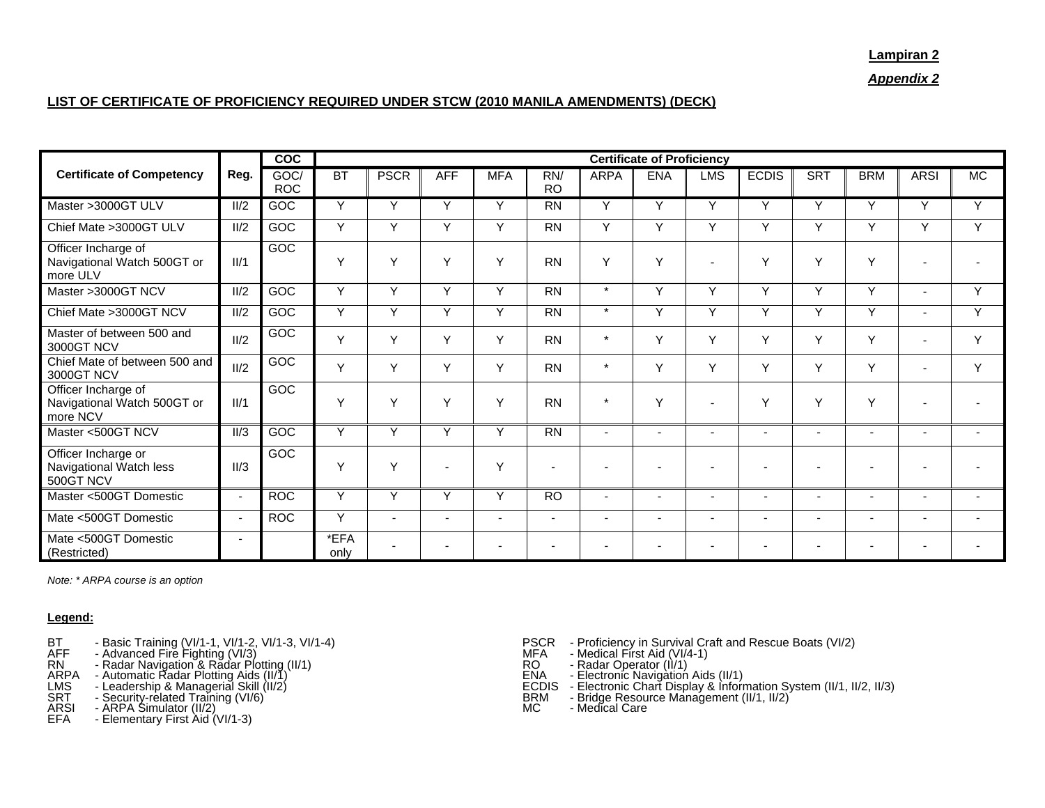**Lampiran 2**

***Appendix 2***

**LIST OF CERTIFICATE OF PROFICIENCY REQUIRED UNDER STCW (2010 MANILA AMENDMENTS) (DECK)**

| Certificate of Competency | Reg. | COC | Certificate of Proficiency | | | | | | | | | | | | |
|---|---|---|---|---|---|---|---|---|---|---|---|---|---|---|---|
| | | GOC/ ROC | BT | PSCR | AFF | MFA | RN/ RO | ARPA | ENA | LMS | ECDIS | SRT | BRM | ARSI | MC |
| Master >3000GT ULV | II/2 | GOC | Y | Y | Y | Y | RN | Y | Y | Y | Y | Y | Y | Y | Y |
| Chief Mate >3000GT ULV | II/2 | GOC | Y | Y | Y | Y | RN | Y | Y | Y | Y | Y | Y | Y | Y |
| Officer Incharge of Navigational Watch 500GT or more ULV | II/1 | GOC | Y | Y | Y | Y | RN | Y | Y | - | Y | Y | Y | - | - |
| Master >3000GT NCV | II/2 | GOC | Y | Y | Y | Y | RN | * | Y | Y | Y | Y | Y | - | Y |
| Chief Mate >3000GT NCV | II/2 | GOC | Y | Y | Y | Y | RN | * | Y | Y | Y | Y | Y | - | Y |
| Master of between 500 and 3000GT NCV | II/2 | GOC | Y | Y | Y | Y | RN | * | Y | Y | Y | Y | Y | - | Y |
| Chief Mate of between 500 and 3000GT NCV | II/2 | GOC | Y | Y | Y | Y | RN | * | Y | Y | Y | Y | Y | - | Y |
| Officer Incharge of Navigational Watch 500GT or more NCV | II/1 | GOC | Y | Y | Y | Y | RN | * | Y | - | Y | Y | Y | - | - |
| Master <500GT NCV | II/3 | GOC | Y | Y | Y | Y | RN | - | - | - | - | - | - | - | - |
| Officer Incharge or Navigational Watch less 500GT NCV | II/3 | GOC | Y | Y | - | Y | - | - | - | - | - | - | - | - | - |
| Master <500GT Domestic | - | ROC | Y | Y | Y | Y | RO | - | - | - | - | - | - | - | - |
| Mate <500GT Domestic | - | ROC | Y | - | - | - | - | - | - | - | - | - | - | - | - |
| Mate <500GT Domestic (Restricted) | - | | *EFA only | - | - | - | - | - | - | - | - | - | - | - | - |

*Note: * ARPA course is an option*

**Legend:**

BT - Basic Training (VI/1-1, VI/1-2, VI/1-3, VI/1-4)
AFF - Advanced Fire Fighting (VI/3)
RN - Radar Navigation & Radar Plotting (II/1)
ARPA - Automatic Radar Plotting Aids (II/1)
LMS - Leadership & Managerial Skill (II/2)
SRT - Security-related Training (VI/6)
ARSI - ARPA Simulator (II/2)
EFA - Elementary First Aid (VI/1-3)

PSCR - Proficiency in Survival Craft and Rescue Boats (VI/2)
MFA - Medical First Aid (VI/4-1)
RO - Radar Operator (II/1)
ENA - Electronic Navigation Aids (II/1)
ECDIS - Electronic Chart Display & Information System (II/1, II/2, II/3)
BRM - Bridge Resource Management (II/1, II/2)
MC - Medical Care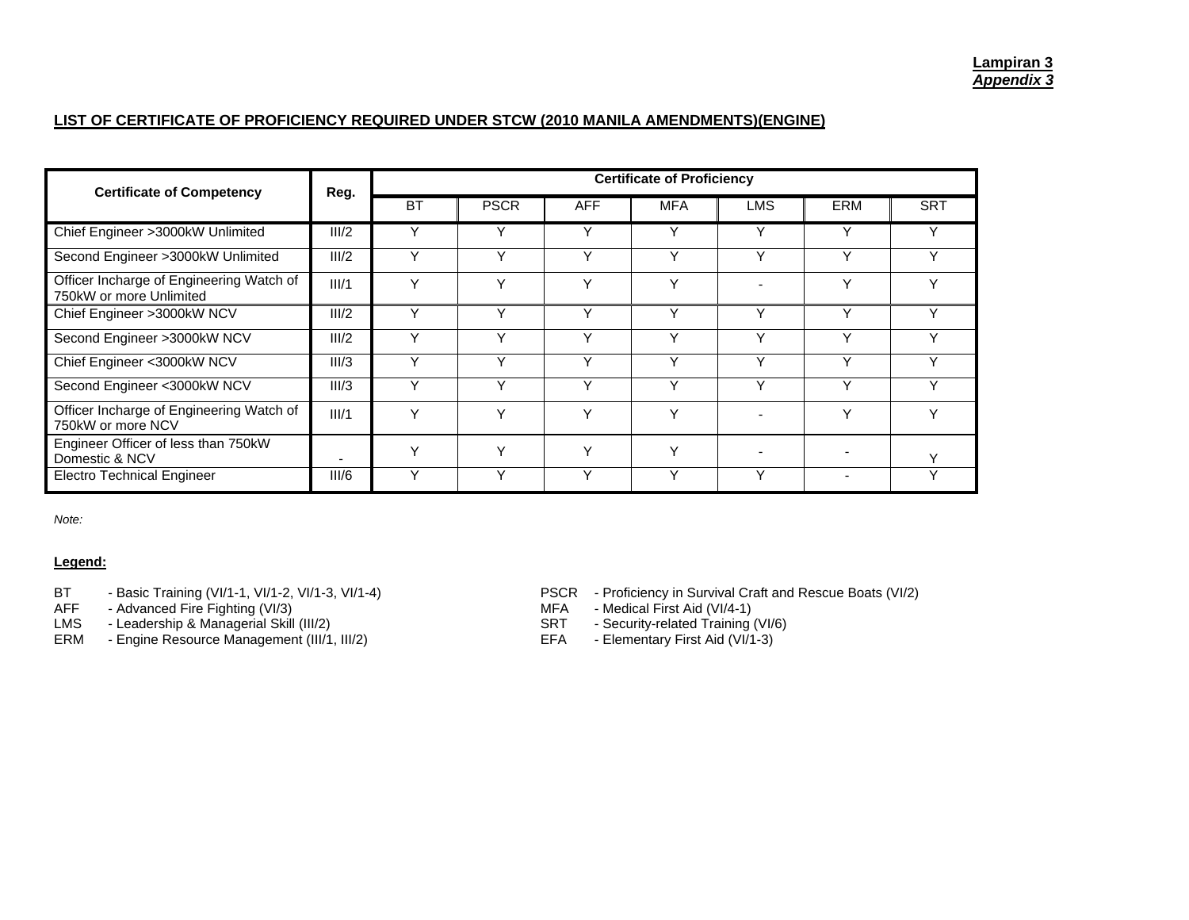**Lampiran 3**
***Appendix 3***

## LIST OF CERTIFICATE OF PROFICIENCY REQUIRED UNDER STCW (2010 MANILA AMENDMENTS)(ENGINE)

| Certificate of Competency | Reg. | Certificate of Proficiency | | | | | | |
|---|---|---|---|---|---|---|---|---|
| | | BT | PSCR | AFF | MFA | LMS | ERM | SRT |
| Chief Engineer >3000kW Unlimited | III/2 | Y | Y | Y | Y | Y | Y | Y |
| Second Engineer >3000kW Unlimited | III/2 | Y | Y | Y | Y | Y | Y | Y |
| Officer Incharge of Engineering Watch of 750kW or more Unlimited | III/1 | Y | Y | Y | Y | - | Y | Y |
| Chief Engineer >3000kW NCV | III/2 | Y | Y | Y | Y | Y | Y | Y |
| Second Engineer >3000kW NCV | III/2 | Y | Y | Y | Y | Y | Y | Y |
| Chief Engineer <3000kW NCV | III/3 | Y | Y | Y | Y | Y | Y | Y |
| Second Engineer <3000kW NCV | III/3 | Y | Y | Y | Y | Y | Y | Y |
| Officer Incharge of Engineering Watch of 750kW or more NCV | III/1 | Y | Y | Y | Y | - | Y | Y |
| Engineer Officer of less than 750kW Domestic & NCV | - | Y | Y | Y | Y | - | - | Y |
| Electro Technical Engineer | III/6 | Y | Y | Y | Y | Y | - | Y |

*Note:*

**Legend:**

BT - Basic Training (VI/1-1, VI/1-2, VI/1-3, VI/1-4)
AFF - Advanced Fire Fighting (VI/3)
LMS - Leadership & Managerial Skill (III/2)
ERM - Engine Resource Management (III/1, III/2)
PSCR - Proficiency in Survival Craft and Rescue Boats (VI/2)
MFA - Medical First Aid (VI/4-1)
SRT - Security-related Training (VI/6)
EFA - Elementary First Aid (VI/1-3)